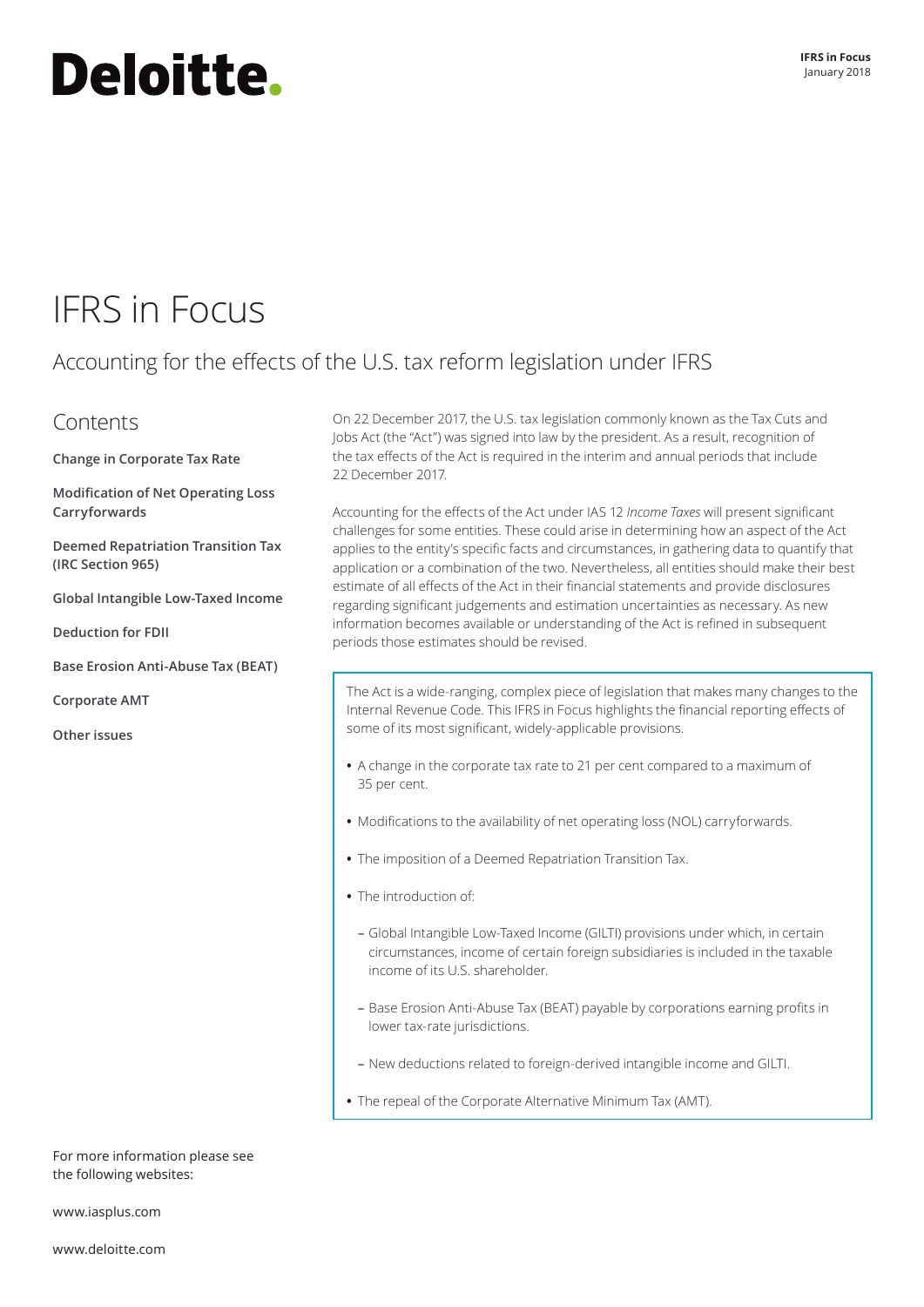Deloitte.

**IFRS in Focus**
January 2018

# IFRS in Focus

## Accounting for the effects of the U.S. tax reform legislation under IFRS

### Contents

**Change in Corporate Tax Rate**

**Modification of Net Operating Loss Carryforwards**

**Deemed Repatriation Transition Tax (IRC Section 965)**

**Global Intangible Low-Taxed Income**

**Deduction for FDII**

**Base Erosion Anti-Abuse Tax (BEAT)**

**Corporate AMT**

**Other issues**

For more information please see the following websites:

www.iasplus.com

www.deloitte.com

On 22 December 2017, the U.S. tax legislation commonly known as the Tax Cuts and Jobs Act (the "Act") was signed into law by the president. As a result, recognition of the tax effects of the Act is required in the interim and annual periods that include 22 December 2017.

Accounting for the effects of the Act under IAS 12 *Income Taxes* will present significant challenges for some entities. These could arise in determining how an aspect of the Act applies to the entity's specific facts and circumstances, in gathering data to quantify that application or a combination of the two. Nevertheless, all entities should make their best estimate of all effects of the Act in their financial statements and provide disclosures regarding significant judgements and estimation uncertainties as necessary. As new information becomes available or understanding of the Act is refined in subsequent periods those estimates should be revised.

The Act is a wide-ranging, complex piece of legislation that makes many changes to the Internal Revenue Code. This IFRS in Focus highlights the financial reporting effects of some of its most significant, widely-applicable provisions.

- A change in the corporate tax rate to 21 per cent compared to a maximum of 35 per cent.
- Modifications to the availability of net operating loss (NOL) carryforwards.
- The imposition of a Deemed Repatriation Transition Tax.
- The introduction of:
  - Global Intangible Low-Taxed Income (GILTI) provisions under which, in certain circumstances, income of certain foreign subsidiaries is included in the taxable income of its U.S. shareholder.
  - Base Erosion Anti-Abuse Tax (BEAT) payable by corporations earning profits in lower tax-rate jurisdictions.
  - New deductions related to foreign-derived intangible income and GILTI.
- The repeal of the Corporate Alternative Minimum Tax (AMT).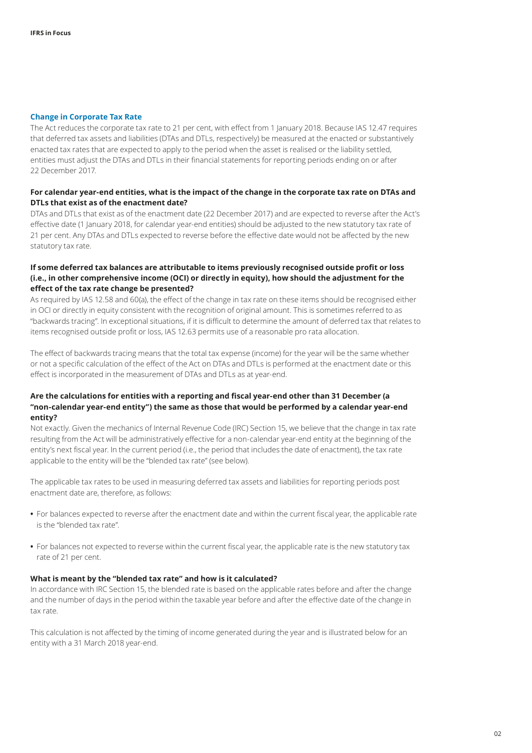## Change in Corporate Tax Rate

The Act reduces the corporate tax rate to 21 per cent, with effect from 1 January 2018. Because IAS 12.47 requires that deferred tax assets and liabilities (DTAs and DTLs, respectively) be measured at the enacted or substantively enacted tax rates that are expected to apply to the period when the asset is realised or the liability settled, entities must adjust the DTAs and DTLs in their financial statements for reporting periods ending on or after 22 December 2017.

### For calendar year-end entities, what is the impact of the change in the corporate tax rate on DTAs and DTLs that exist as of the enactment date?

DTAs and DTLs that exist as of the enactment date (22 December 2017) and are expected to reverse after the Act's effective date (1 January 2018, for calendar year-end entities) should be adjusted to the new statutory tax rate of 21 per cent. Any DTAs and DTLs expected to reverse before the effective date would not be affected by the new statutory tax rate.

### If some deferred tax balances are attributable to items previously recognised outside profit or loss (i.e., in other comprehensive income (OCI) or directly in equity), how should the adjustment for the effect of the tax rate change be presented?

As required by IAS 12.58 and 60(a), the effect of the change in tax rate on these items should be recognised either in OCI or directly in equity consistent with the recognition of original amount. This is sometimes referred to as "backwards tracing". In exceptional situations, if it is difficult to determine the amount of deferred tax that relates to items recognised outside profit or loss, IAS 12.63 permits use of a reasonable pro rata allocation.

The effect of backwards tracing means that the total tax expense (income) for the year will be the same whether or not a specific calculation of the effect of the Act on DTAs and DTLs is performed at the enactment date or this effect is incorporated in the measurement of DTAs and DTLs as at year-end.

### Are the calculations for entities with a reporting and fiscal year-end other than 31 December (a "non-calendar year-end entity") the same as those that would be performed by a calendar year-end entity?

Not exactly. Given the mechanics of Internal Revenue Code (IRC) Section 15, we believe that the change in tax rate resulting from the Act will be administratively effective for a non-calendar year-end entity at the beginning of the entity's next fiscal year. In the current period (i.e., the period that includes the date of enactment), the tax rate applicable to the entity will be the "blended tax rate" (see below).

The applicable tax rates to be used in measuring deferred tax assets and liabilities for reporting periods post enactment date are, therefore, as follows:

- For balances expected to reverse after the enactment date and within the current fiscal year, the applicable rate is the "blended tax rate".
- For balances not expected to reverse within the current fiscal year, the applicable rate is the new statutory tax rate of 21 per cent.

### What is meant by the "blended tax rate" and how is it calculated?

In accordance with IRC Section 15, the blended rate is based on the applicable rates before and after the change and the number of days in the period within the taxable year before and after the effective date of the change in tax rate.

This calculation is not affected by the timing of income generated during the year and is illustrated below for an entity with a 31 March 2018 year-end.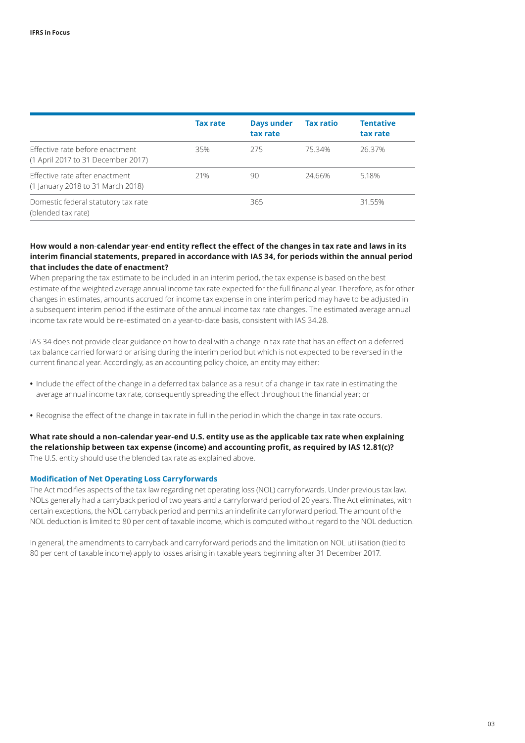| | Tax rate | Days under tax rate | Tax ratio | Tentative tax rate |
|---|---|---|---|---|
| Effective rate before enactment (1 April 2017 to 31 December 2017) | 35% | 275 | 75.34% | 26.37% |
| Effective rate after enactment (1 January 2018 to 31 March 2018) | 21% | 90 | 24.66% | 5.18% |
| Domestic federal statutory tax rate (blended tax rate) | | 365 | | 31.55% |

**How would a non-calendar year-end entity reflect the effect of the changes in tax rate and laws in its interim financial statements, prepared in accordance with IAS 34, for periods within the annual period that includes the date of enactment?**

When preparing the tax estimate to be included in an interim period, the tax expense is based on the best estimate of the weighted average annual income tax rate expected for the full financial year. Therefore, as for other changes in estimates, amounts accrued for income tax expense in one interim period may have to be adjusted in a subsequent interim period if the estimate of the annual income tax rate changes. The estimated average annual income tax rate would be re-estimated on a year-to-date basis, consistent with IAS 34.28.

IAS 34 does not provide clear guidance on how to deal with a change in tax rate that has an effect on a deferred tax balance carried forward or arising during the interim period but which is not expected to be reversed in the current financial year. Accordingly, as an accounting policy choice, an entity may either:

- Include the effect of the change in a deferred tax balance as a result of a change in tax rate in estimating the average annual income tax rate, consequently spreading the effect throughout the financial year; or
- Recognise the effect of the change in tax rate in full in the period in which the change in tax rate occurs.

**What rate should a non-calendar year-end U.S. entity use as the applicable tax rate when explaining the relationship between tax expense (income) and accounting profit, as required by IAS 12.81(c)?**

The U.S. entity should use the blended tax rate as explained above.

### Modification of Net Operating Loss Carryforwards

The Act modifies aspects of the tax law regarding net operating loss (NOL) carryforwards. Under previous tax law, NOLs generally had a carryback period of two years and a carryforward period of 20 years. The Act eliminates, with certain exceptions, the NOL carryback period and permits an indefinite carryforward period. The amount of the NOL deduction is limited to 80 per cent of taxable income, which is computed without regard to the NOL deduction.

In general, the amendments to carryback and carryforward periods and the limitation on NOL utilisation (tied to 80 per cent of taxable income) apply to losses arising in taxable years beginning after 31 December 2017.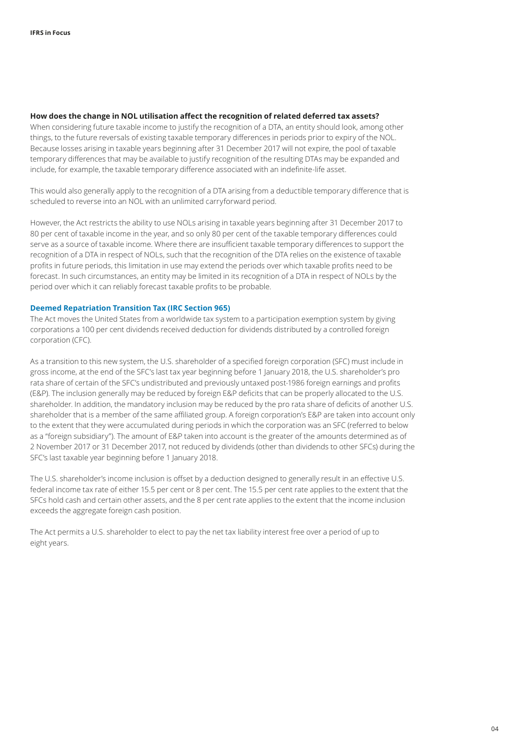**How does the change in NOL utilisation affect the recognition of related deferred tax assets?**

When considering future taxable income to justify the recognition of a DTA, an entity should look, among other things, to the future reversals of existing taxable temporary differences in periods prior to expiry of the NOL. Because losses arising in taxable years beginning after 31 December 2017 will not expire, the pool of taxable temporary differences that may be available to justify recognition of the resulting DTAs may be expanded and include, for example, the taxable temporary difference associated with an indefinite-life asset.

This would also generally apply to the recognition of a DTA arising from a deductible temporary difference that is scheduled to reverse into an NOL with an unlimited carryforward period.

However, the Act restricts the ability to use NOLs arising in taxable years beginning after 31 December 2017 to 80 per cent of taxable income in the year, and so only 80 per cent of the taxable temporary differences could serve as a source of taxable income. Where there are insufficient taxable temporary differences to support the recognition of a DTA in respect of NOLs, such that the recognition of the DTA relies on the existence of taxable profits in future periods, this limitation in use may extend the periods over which taxable profits need to be forecast. In such circumstances, an entity may be limited in its recognition of a DTA in respect of NOLs by the period over which it can reliably forecast taxable profits to be probable.

### Deemed Repatriation Transition Tax (IRC Section 965)

The Act moves the United States from a worldwide tax system to a participation exemption system by giving corporations a 100 per cent dividends received deduction for dividends distributed by a controlled foreign corporation (CFC).

As a transition to this new system, the U.S. shareholder of a specified foreign corporation (SFC) must include in gross income, at the end of the SFC's last tax year beginning before 1 January 2018, the U.S. shareholder's pro rata share of certain of the SFC's undistributed and previously untaxed post-1986 foreign earnings and profits (E&P). The inclusion generally may be reduced by foreign E&P deficits that can be properly allocated to the U.S. shareholder. In addition, the mandatory inclusion may be reduced by the pro rata share of deficits of another U.S. shareholder that is a member of the same affiliated group. A foreign corporation's E&P are taken into account only to the extent that they were accumulated during periods in which the corporation was an SFC (referred to below as a "foreign subsidiary"). The amount of E&P taken into account is the greater of the amounts determined as of 2 November 2017 or 31 December 2017, not reduced by dividends (other than dividends to other SFCs) during the SFC's last taxable year beginning before 1 January 2018.

The U.S. shareholder's income inclusion is offset by a deduction designed to generally result in an effective U.S. federal income tax rate of either 15.5 per cent or 8 per cent. The 15.5 per cent rate applies to the extent that the SFCs hold cash and certain other assets, and the 8 per cent rate applies to the extent that the income inclusion exceeds the aggregate foreign cash position.

The Act permits a U.S. shareholder to elect to pay the net tax liability interest free over a period of up to eight years.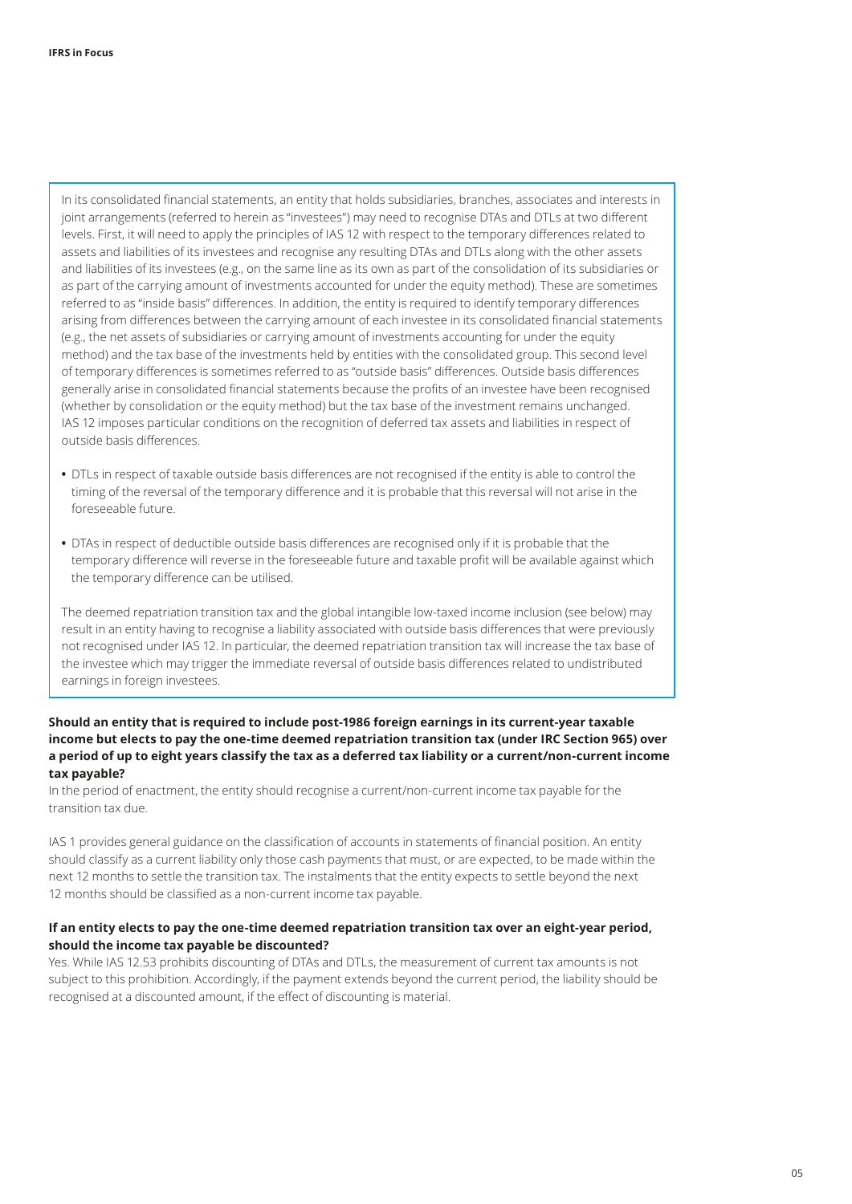In its consolidated financial statements, an entity that holds subsidiaries, branches, associates and interests in joint arrangements (referred to herein as "investees") may need to recognise DTAs and DTLs at two different levels. First, it will need to apply the principles of IAS 12 with respect to the temporary differences related to assets and liabilities of its investees and recognise any resulting DTAs and DTLs along with the other assets and liabilities of its investees (e.g., on the same line as its own as part of the consolidation of its subsidiaries or as part of the carrying amount of investments accounted for under the equity method). These are sometimes referred to as "inside basis" differences. In addition, the entity is required to identify temporary differences arising from differences between the carrying amount of each investee in its consolidated financial statements (e.g., the net assets of subsidiaries or carrying amount of investments accounting for under the equity method) and the tax base of the investments held by entities with the consolidated group. This second level of temporary differences is sometimes referred to as "outside basis" differences. Outside basis differences generally arise in consolidated financial statements because the profits of an investee have been recognised (whether by consolidation or the equity method) but the tax base of the investment remains unchanged. IAS 12 imposes particular conditions on the recognition of deferred tax assets and liabilities in respect of outside basis differences.

- DTLs in respect of taxable outside basis differences are not recognised if the entity is able to control the timing of the reversal of the temporary difference and it is probable that this reversal will not arise in the foreseeable future.
- DTAs in respect of deductible outside basis differences are recognised only if it is probable that the temporary difference will reverse in the foreseeable future and taxable profit will be available against which the temporary difference can be utilised.

The deemed repatriation transition tax and the global intangible low-taxed income inclusion (see below) may result in an entity having to recognise a liability associated with outside basis differences that were previously not recognised under IAS 12. In particular, the deemed repatriation transition tax will increase the tax base of the investee which may trigger the immediate reversal of outside basis differences related to undistributed earnings in foreign investees.

**Should an entity that is required to include post-1986 foreign earnings in its current-year taxable income but elects to pay the one-time deemed repatriation transition tax (under IRC Section 965) over a period of up to eight years classify the tax as a deferred tax liability or a current/non-current income tax payable?**

In the period of enactment, the entity should recognise a current/non-current income tax payable for the transition tax due.

IAS 1 provides general guidance on the classification of accounts in statements of financial position. An entity should classify as a current liability only those cash payments that must, or are expected, to be made within the next 12 months to settle the transition tax. The instalments that the entity expects to settle beyond the next 12 months should be classified as a non-current income tax payable.

**If an entity elects to pay the one-time deemed repatriation transition tax over an eight-year period, should the income tax payable be discounted?**

Yes. While IAS 12.53 prohibits discounting of DTAs and DTLs, the measurement of current tax amounts is not subject to this prohibition. Accordingly, if the payment extends beyond the current period, the liability should be recognised at a discounted amount, if the effect of discounting is material.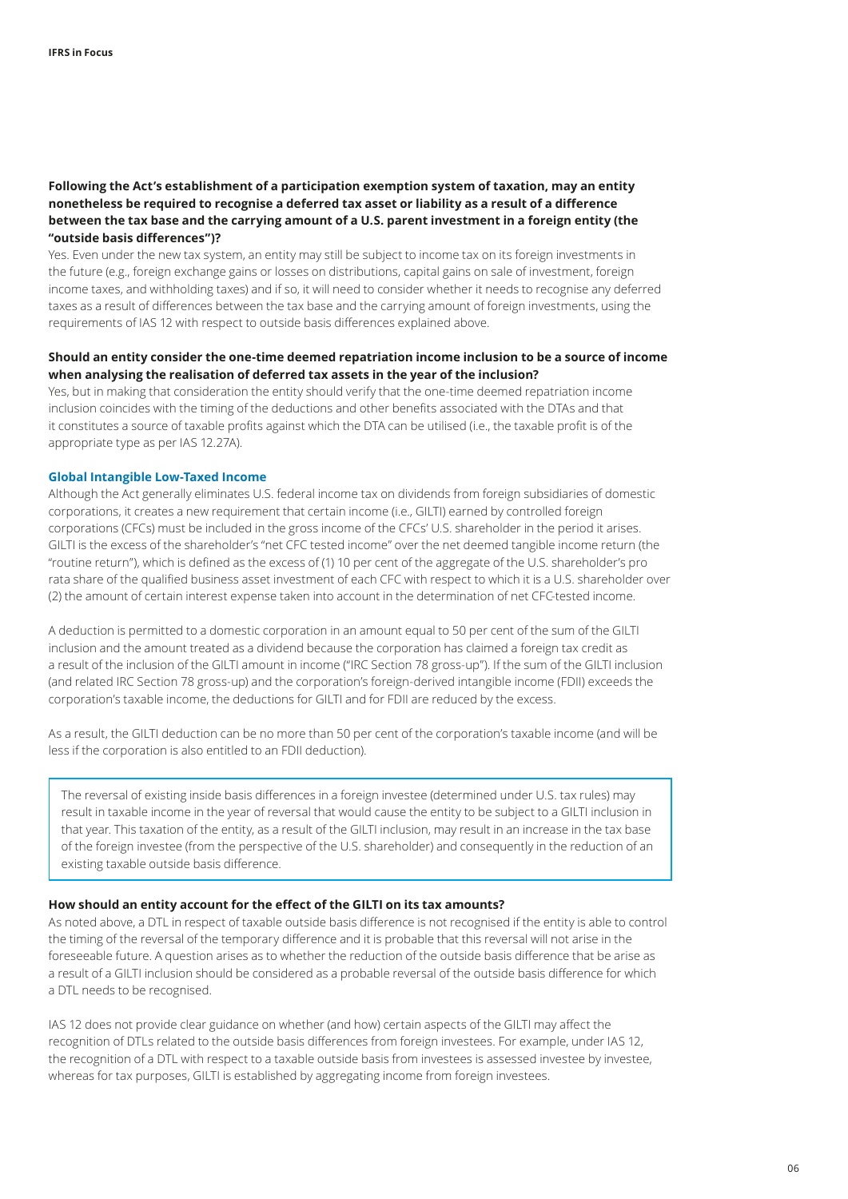**Following the Act's establishment of a participation exemption system of taxation, may an entity nonetheless be required to recognise a deferred tax asset or liability as a result of a difference between the tax base and the carrying amount of a U.S. parent investment in a foreign entity (the "outside basis differences")?**

Yes. Even under the new tax system, an entity may still be subject to income tax on its foreign investments in the future (e.g., foreign exchange gains or losses on distributions, capital gains on sale of investment, foreign income taxes, and withholding taxes) and if so, it will need to consider whether it needs to recognise any deferred taxes as a result of differences between the tax base and the carrying amount of foreign investments, using the requirements of IAS 12 with respect to outside basis differences explained above.

**Should an entity consider the one-time deemed repatriation income inclusion to be a source of income when analysing the realisation of deferred tax assets in the year of the inclusion?**

Yes, but in making that consideration the entity should verify that the one-time deemed repatriation income inclusion coincides with the timing of the deductions and other benefits associated with the DTAs and that it constitutes a source of taxable profits against which the DTA can be utilised (i.e., the taxable profit is of the appropriate type as per IAS 12.27A).

### Global Intangible Low-Taxed Income

Although the Act generally eliminates U.S. federal income tax on dividends from foreign subsidiaries of domestic corporations, it creates a new requirement that certain income (i.e., GILTI) earned by controlled foreign corporations (CFCs) must be included in the gross income of the CFCs' U.S. shareholder in the period it arises. GILTI is the excess of the shareholder's "net CFC tested income" over the net deemed tangible income return (the "routine return"), which is defined as the excess of (1) 10 per cent of the aggregate of the U.S. shareholder's pro rata share of the qualified business asset investment of each CFC with respect to which it is a U.S. shareholder over (2) the amount of certain interest expense taken into account in the determination of net CFC-tested income.

A deduction is permitted to a domestic corporation in an amount equal to 50 per cent of the sum of the GILTI inclusion and the amount treated as a dividend because the corporation has claimed a foreign tax credit as a result of the inclusion of the GILTI amount in income ("IRC Section 78 gross-up"). If the sum of the GILTI inclusion (and related IRC Section 78 gross-up) and the corporation's foreign-derived intangible income (FDII) exceeds the corporation's taxable income, the deductions for GILTI and for FDII are reduced by the excess.

As a result, the GILTI deduction can be no more than 50 per cent of the corporation's taxable income (and will be less if the corporation is also entitled to an FDII deduction).

> The reversal of existing inside basis differences in a foreign investee (determined under U.S. tax rules) may result in taxable income in the year of reversal that would cause the entity to be subject to a GILTI inclusion in that year. This taxation of the entity, as a result of the GILTI inclusion, may result in an increase in the tax base of the foreign investee (from the perspective of the U.S. shareholder) and consequently in the reduction of an existing taxable outside basis difference.

**How should an entity account for the effect of the GILTI on its tax amounts?**

As noted above, a DTL in respect of taxable outside basis difference is not recognised if the entity is able to control the timing of the reversal of the temporary difference and it is probable that this reversal will not arise in the foreseeable future. A question arises as to whether the reduction of the outside basis difference that be arise as a result of a GILTI inclusion should be considered as a probable reversal of the outside basis difference for which a DTL needs to be recognised.

IAS 12 does not provide clear guidance on whether (and how) certain aspects of the GILTI may affect the recognition of DTLs related to the outside basis differences from foreign investees. For example, under IAS 12, the recognition of a DTL with respect to a taxable outside basis from investees is assessed investee by investee, whereas for tax purposes, GILTI is established by aggregating income from foreign investees.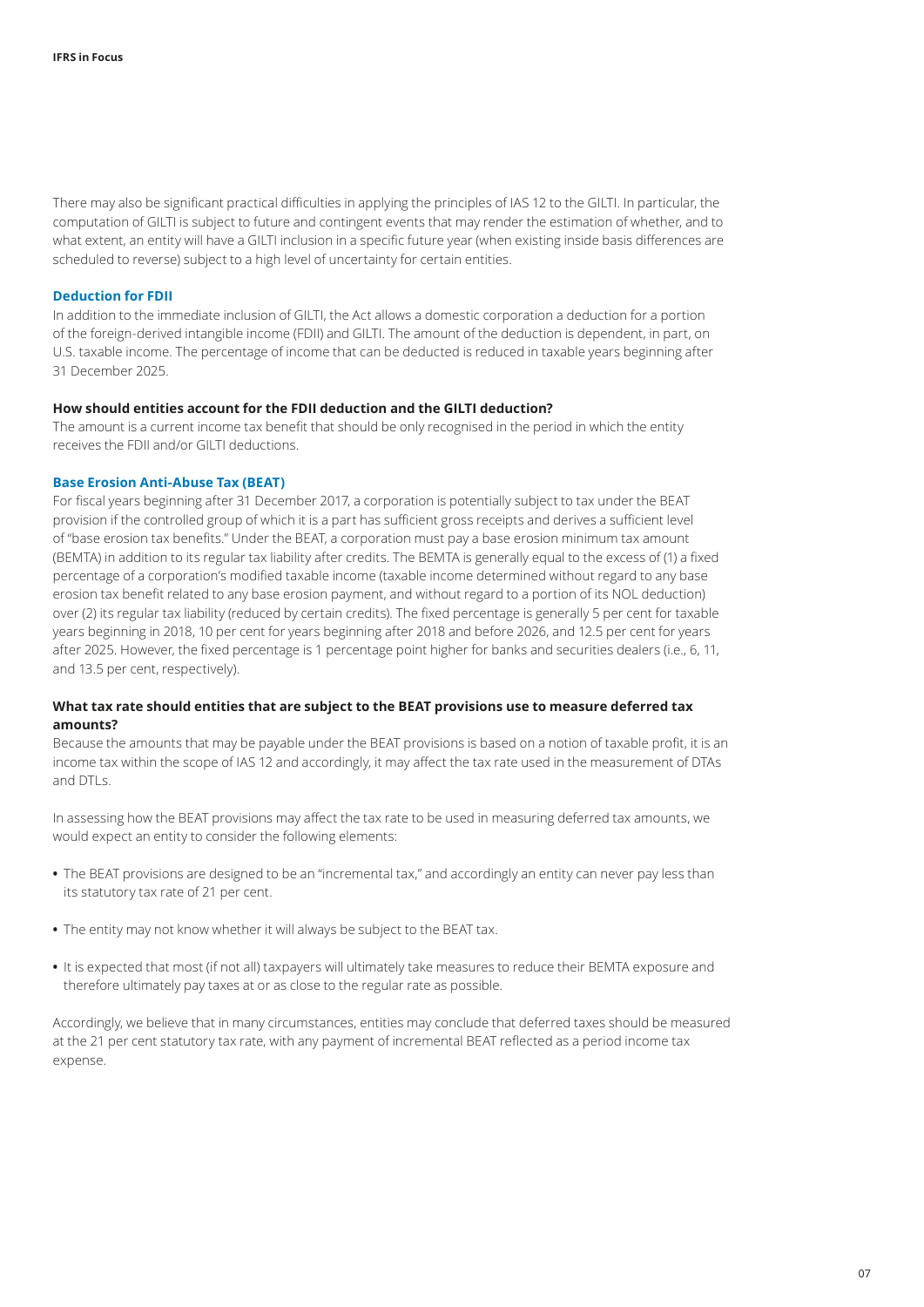There may also be significant practical difficulties in applying the principles of IAS 12 to the GILTI. In particular, the computation of GILTI is subject to future and contingent events that may render the estimation of whether, and to what extent, an entity will have a GILTI inclusion in a specific future year (when existing inside basis differences are scheduled to reverse) subject to a high level of uncertainty for certain entities.

### Deduction for FDII

In addition to the immediate inclusion of GILTI, the Act allows a domestic corporation a deduction for a portion of the foreign-derived intangible income (FDII) and GILTI. The amount of the deduction is dependent, in part, on U.S. taxable income. The percentage of income that can be deducted is reduced in taxable years beginning after 31 December 2025.

**How should entities account for the FDII deduction and the GILTI deduction?**

The amount is a current income tax benefit that should be only recognised in the period in which the entity receives the FDII and/or GILTI deductions.

### Base Erosion Anti-Abuse Tax (BEAT)

For fiscal years beginning after 31 December 2017, a corporation is potentially subject to tax under the BEAT provision if the controlled group of which it is a part has sufficient gross receipts and derives a sufficient level of "base erosion tax benefits." Under the BEAT, a corporation must pay a base erosion minimum tax amount (BEMTA) in addition to its regular tax liability after credits. The BEMTA is generally equal to the excess of (1) a fixed percentage of a corporation's modified taxable income (taxable income determined without regard to any base erosion tax benefit related to any base erosion payment, and without regard to a portion of its NOL deduction) over (2) its regular tax liability (reduced by certain credits). The fixed percentage is generally 5 per cent for taxable years beginning in 2018, 10 per cent for years beginning after 2018 and before 2026, and 12.5 per cent for years after 2025. However, the fixed percentage is 1 percentage point higher for banks and securities dealers (i.e., 6, 11, and 13.5 per cent, respectively).

**What tax rate should entities that are subject to the BEAT provisions use to measure deferred tax amounts?**

Because the amounts that may be payable under the BEAT provisions is based on a notion of taxable profit, it is an income tax within the scope of IAS 12 and accordingly, it may affect the tax rate used in the measurement of DTAs and DTLs.

In assessing how the BEAT provisions may affect the tax rate to be used in measuring deferred tax amounts, we would expect an entity to consider the following elements:

- The BEAT provisions are designed to be an "incremental tax," and accordingly an entity can never pay less than its statutory tax rate of 21 per cent.
- The entity may not know whether it will always be subject to the BEAT tax.
- It is expected that most (if not all) taxpayers will ultimately take measures to reduce their BEMTA exposure and therefore ultimately pay taxes at or as close to the regular rate as possible.

Accordingly, we believe that in many circumstances, entities may conclude that deferred taxes should be measured at the 21 per cent statutory tax rate, with any payment of incremental BEAT reflected as a period income tax expense.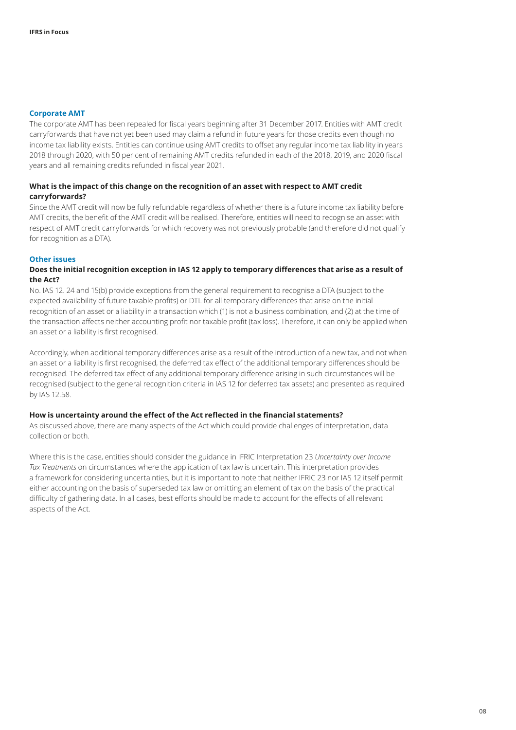## Corporate AMT

The corporate AMT has been repealed for fiscal years beginning after 31 December 2017. Entities with AMT credit carryforwards that have not yet been used may claim a refund in future years for those credits even though no income tax liability exists. Entities can continue using AMT credits to offset any regular income tax liability in years 2018 through 2020, with 50 per cent of remaining AMT credits refunded in each of the 2018, 2019, and 2020 fiscal years and all remaining credits refunded in fiscal year 2021.

### What is the impact of this change on the recognition of an asset with respect to AMT credit carryforwards?

Since the AMT credit will now be fully refundable regardless of whether there is a future income tax liability before AMT credits, the benefit of the AMT credit will be realised. Therefore, entities will need to recognise an asset with respect of AMT credit carryforwards for which recovery was not previously probable (and therefore did not qualify for recognition as a DTA).

## Other issues

### Does the initial recognition exception in IAS 12 apply to temporary differences that arise as a result of the Act?

No. IAS 12. 24 and 15(b) provide exceptions from the general requirement to recognise a DTA (subject to the expected availability of future taxable profits) or DTL for all temporary differences that arise on the initial recognition of an asset or a liability in a transaction which (1) is not a business combination, and (2) at the time of the transaction affects neither accounting profit nor taxable profit (tax loss). Therefore, it can only be applied when an asset or a liability is first recognised.

Accordingly, when additional temporary differences arise as a result of the introduction of a new tax, and not when an asset or a liability is first recognised, the deferred tax effect of the additional temporary differences should be recognised. The deferred tax effect of any additional temporary difference arising in such circumstances will be recognised (subject to the general recognition criteria in IAS 12 for deferred tax assets) and presented as required by IAS 12.58.

### How is uncertainty around the effect of the Act reflected in the financial statements?

As discussed above, there are many aspects of the Act which could provide challenges of interpretation, data collection or both.

Where this is the case, entities should consider the guidance in IFRIC Interpretation 23 *Uncertainty over Income Tax Treatments* on circumstances where the application of tax law is uncertain. This interpretation provides a framework for considering uncertainties, but it is important to note that neither IFRIC 23 nor IAS 12 itself permit either accounting on the basis of superseded tax law or omitting an element of tax on the basis of the practical difficulty of gathering data. In all cases, best efforts should be made to account for the effects of all relevant aspects of the Act.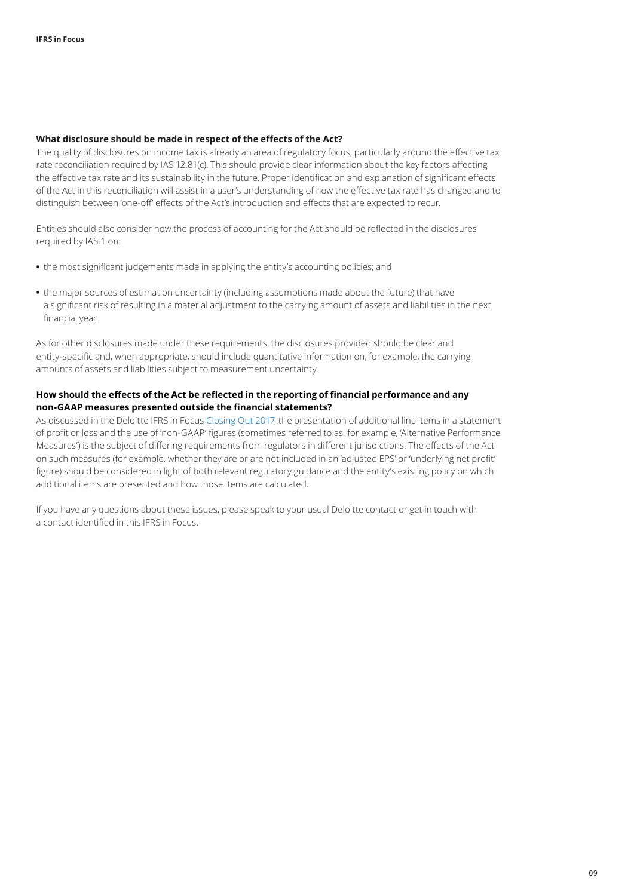### What disclosure should be made in respect of the effects of the Act?

The quality of disclosures on income tax is already an area of regulatory focus, particularly around the effective tax rate reconciliation required by IAS 12.81(c). This should provide clear information about the key factors affecting the effective tax rate and its sustainability in the future. Proper identification and explanation of significant effects of the Act in this reconciliation will assist in a user's understanding of how the effective tax rate has changed and to distinguish between 'one-off' effects of the Act's introduction and effects that are expected to recur.

Entities should also consider how the process of accounting for the Act should be reflected in the disclosures required by IAS 1 on:

- the most significant judgements made in applying the entity's accounting policies; and
- the major sources of estimation uncertainty (including assumptions made about the future) that have a significant risk of resulting in a material adjustment to the carrying amount of assets and liabilities in the next financial year.

As for other disclosures made under these requirements, the disclosures provided should be clear and entity-specific and, when appropriate, should include quantitative information on, for example, the carrying amounts of assets and liabilities subject to measurement uncertainty.

### How should the effects of the Act be reflected in the reporting of financial performance and any non-GAAP measures presented outside the financial statements?

As discussed in the Deloitte IFRS in Focus Closing Out 2017, the presentation of additional line items in a statement of profit or loss and the use of 'non-GAAP' figures (sometimes referred to as, for example, 'Alternative Performance Measures') is the subject of differing requirements from regulators in different jurisdictions. The effects of the Act on such measures (for example, whether they are or are not included in an 'adjusted EPS' or 'underlying net profit' figure) should be considered in light of both relevant regulatory guidance and the entity's existing policy on which additional items are presented and how those items are calculated.

If you have any questions about these issues, please speak to your usual Deloitte contact or get in touch with a contact identified in this IFRS in Focus.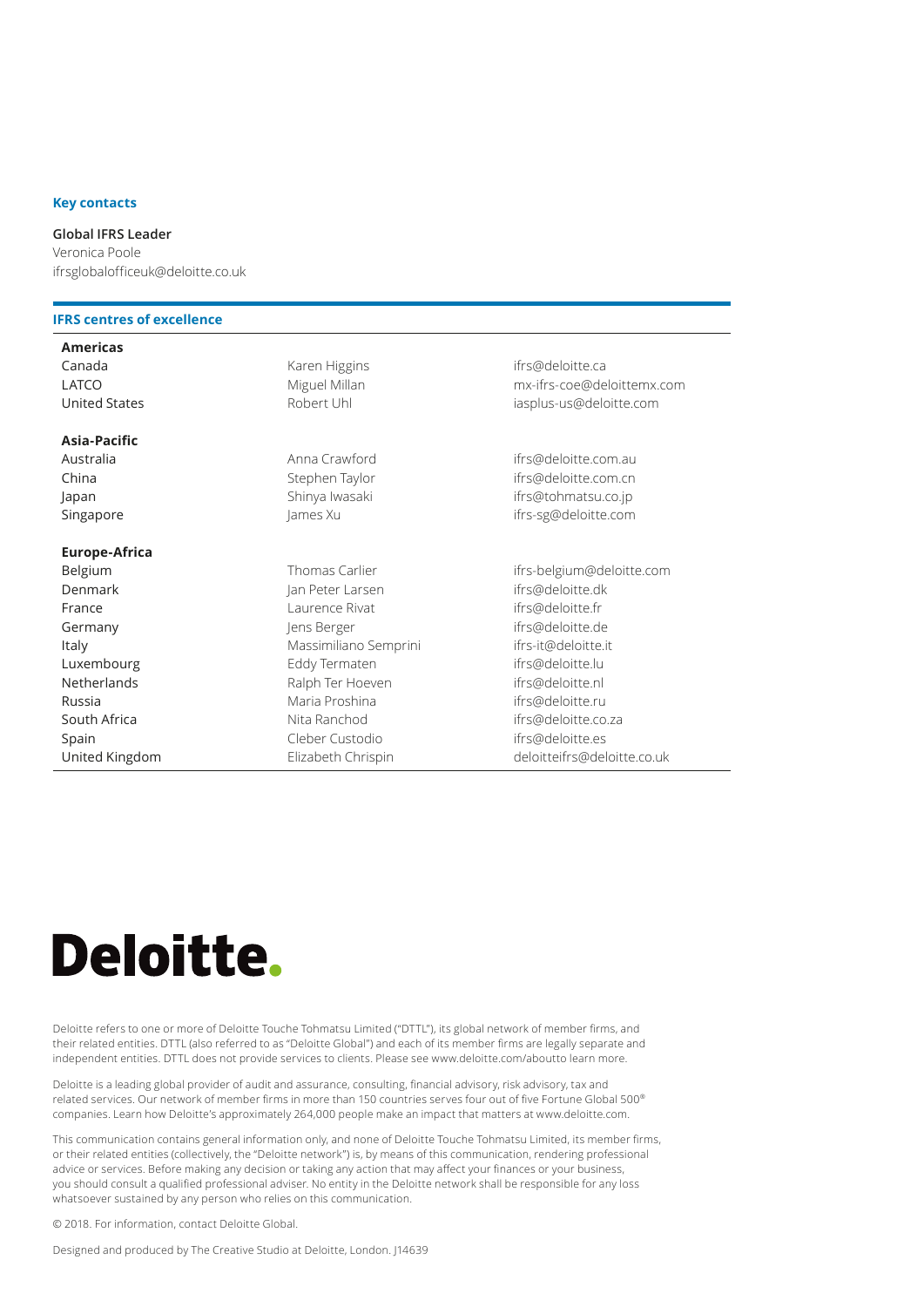### Key contacts

**Global IFRS Leader**
Veronica Poole
ifrsglobalofficeuk@deloitte.co.uk

### IFRS centres of excellence

| | | |
|---|---|---|
| **Americas** | | |
| Canada | Karen Higgins | ifrs@deloitte.ca |
| LATCO | Miguel Millan | mx-ifrs-coe@deloittemx.com |
| United States | Robert Uhl | iasplus-us@deloitte.com |
| **Asia-Pacific** | | |
| Australia | Anna Crawford | ifrs@deloitte.com.au |
| China | Stephen Taylor | ifrs@deloitte.com.cn |
| Japan | Shinya Iwasaki | ifrs@tohmatsu.co.jp |
| Singapore | James Xu | ifrs-sg@deloitte.com |
| **Europe-Africa** | | |
| Belgium | Thomas Carlier | ifrs-belgium@deloitte.com |
| Denmark | Jan Peter Larsen | ifrs@deloitte.dk |
| France | Laurence Rivat | ifrs@deloitte.fr |
| Germany | Jens Berger | ifrs@deloitte.de |
| Italy | Massimiliano Semprini | ifrs-it@deloitte.it |
| Luxembourg | Eddy Termaten | ifrs@deloitte.lu |
| Netherlands | Ralph Ter Hoeven | ifrs@deloitte.nl |
| Russia | Maria Proshina | ifrs@deloitte.ru |
| South Africa | Nita Ranchod | ifrs@deloitte.co.za |
| Spain | Cleber Custodio | ifrs@deloitte.es |
| United Kingdom | Elizabeth Chrispin | deloitteifrs@deloitte.co.uk |

**Deloitte.**

Deloitte refers to one or more of Deloitte Touche Tohmatsu Limited ("DTTL"), its global network of member firms, and their related entities. DTTL (also referred to as "Deloitte Global") and each of its member firms are legally separate and independent entities. DTTL does not provide services to clients. Please see www.deloitte.com/aboutto learn more.

Deloitte is a leading global provider of audit and assurance, consulting, financial advisory, risk advisory, tax and related services. Our network of member firms in more than 150 countries serves four out of five Fortune Global 500® companies. Learn how Deloitte's approximately 264,000 people make an impact that matters at www.deloitte.com.

This communication contains general information only, and none of Deloitte Touche Tohmatsu Limited, its member firms, or their related entities (collectively, the "Deloitte network") is, by means of this communication, rendering professional advice or services. Before making any decision or taking any action that may affect your finances or your business, you should consult a qualified professional adviser. No entity in the Deloitte network shall be responsible for any loss whatsoever sustained by any person who relies on this communication.

© 2018. For information, contact Deloitte Global.

Designed and produced by The Creative Studio at Deloitte, London. J14639